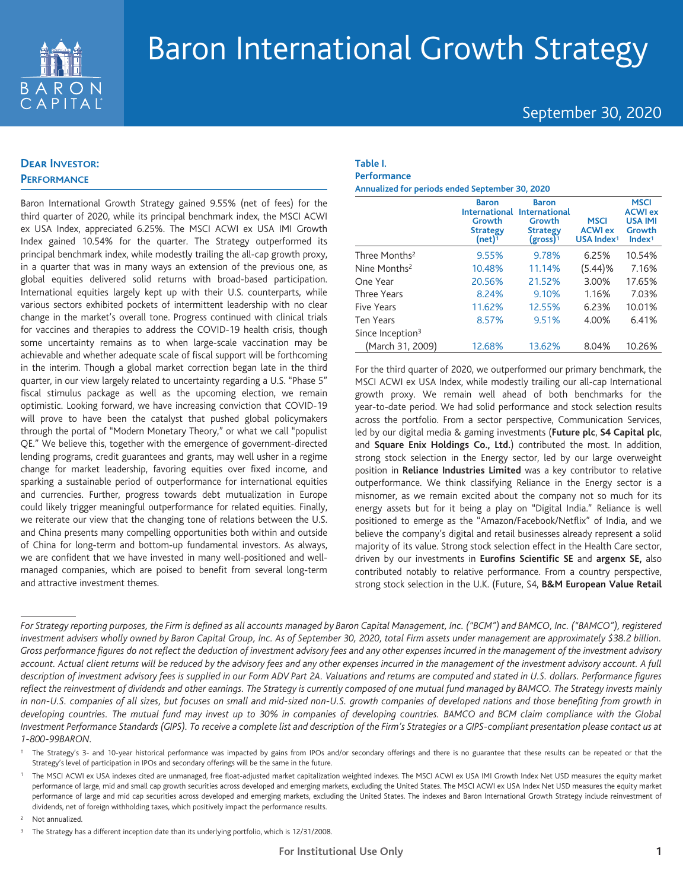# Baron International Growth Strategy

September 30, 2020

## Dear Investor:

### Performance

Baron International Growth Strategy gained 9.55% (net of fees) for the third quarter of 2020, while its principal benchmark index, the MSCI ACWI ex USA Index, appreciated 6.25%. The MSCI ACWI ex USA IMI Growth Index gained 10.54% for the quarter. The Strategy outperformed its principal benchmark index, while modestly trailing the all-cap growth proxy, in a quarter that was in many ways an extension of the previous one, as global equities delivered solid returns with broad-based participation. International equities largely kept up with their U.S. counterparts, while various sectors exhibited pockets of intermittent leadership with no clear change in the market's overall tone. Progress continued with clinical trials for vaccines and therapies to address the COVID-19 health crisis, though some uncertainty remains as to when large-scale vaccination may be achievable and whether adequate scale of fiscal support will be forthcoming in the interim. Though a global market correction began late in the third quarter, in our view largely related to uncertainty regarding a U.S. "Phase 5" fiscal stimulus package as well as the upcoming election, we remain optimistic. Looking forward, we have increasing conviction that COVID-19 will prove to have been the catalyst that pushed global policymakers through the portal of "Modern Monetary Theory," or what we call "populist QE." We believe this, together with the emergence of government-directed lending programs, credit guarantees and grants, may well usher in a regime change for market leadership, favoring equities over fixed income, and sparking a sustainable period of outperformance for international equities and currencies. Further, progress towards debt mutualization in Europe could likely trigger meaningful outperformance for related equities. Finally, we reiterate our view that the changing tone of relations between the U.S. and China presents many compelling opportunities both within and outside of China for long-term and bottom-up fundamental investors. As always, we are confident that we have invested in many well-positioned and well-managed companies, which are poised to benefit from several long-term and attractive investment themes.

**Table I.**
**Performance**
**Annualized for periods ended September 30, 2020**

| | Baron International Growth Strategy (net)[1] | Baron International Growth Strategy (gross)[1] | MSCI ACWI ex USA Index[1] | MSCI ACWI ex USA IMI Growth Index[1] |
|---|---|---|---|---|
| Three Months[2] | 9.55% | 9.78% | 6.25% | 10.54% |
| Nine Months[2] | 10.48% | 11.14% | (5.44)% | 7.16% |
| One Year | 20.56% | 21.52% | 3.00% | 17.65% |
| Three Years | 8.24% | 9.10% | 1.16% | 7.03% |
| Five Years | 11.62% | 12.55% | 6.23% | 10.01% |
| Ten Years | 8.57% | 9.51% | 4.00% | 6.41% |
| Since Inception[3] (March 31, 2009) | 12.68% | 13.62% | 8.04% | 10.26% |

For the third quarter of 2020, we outperformed our primary benchmark, the MSCI ACWI ex USA Index, while modestly trailing our all-cap International growth proxy. We remain well ahead of both benchmarks for the year-to-date period. We had solid performance and stock selection results across the portfolio. From a sector perspective, Communication Services, led by our digital media & gaming investments (**Future plc**, **S4 Capital plc**, and **Square Enix Holdings Co., Ltd.**) contributed the most. In addition, strong stock selection in the Energy sector, led by our large overweight position in **Reliance Industries Limited** was a key contributor to relative outperformance. We think classifying Reliance in the Energy sector is a misnomer, as we remain excited about the company not so much for its energy assets but for it being a play on "Digital India." Reliance is well positioned to emerge as the "Amazon/Facebook/Netflix" of India, and we believe the company's digital and retail businesses already represent a solid majority of its value. Strong stock selection effect in the Health Care sector, driven by our investments in **Eurofins Scientific SE** and **argenx SE,** also contributed notably to relative performance. From a country perspective, strong stock selection in the U.K. (Future, S4, **B&M European Value Retail**

*For Strategy reporting purposes, the Firm is defined as all accounts managed by Baron Capital Management, Inc. ("BCM") and BAMCO, Inc. ("BAMCO"), registered investment advisers wholly owned by Baron Capital Group, Inc. As of September 30, 2020, total Firm assets under management are approximately $38.2 billion. Gross performance figures do not reflect the deduction of investment advisory fees and any other expenses incurred in the management of the investment advisory account. Actual client returns will be reduced by the advisory fees and any other expenses incurred in the management of the investment advisory account. A full description of investment advisory fees is supplied in our Form ADV Part 2A. Valuations and returns are computed and stated in U.S. dollars. Performance figures reflect the reinvestment of dividends and other earnings. The Strategy is currently composed of one mutual fund managed by BAMCO. The Strategy invests mainly in non-U.S. companies of all sizes, but focuses on small and mid-sized non-U.S. growth companies of developed nations and those benefiting from growth in developing countries. The mutual fund may invest up to 30% in companies of developing countries. BAMCO and BCM claim compliance with the Global Investment Performance Standards (GIPS). To receive a complete list and description of the Firm's Strategies or a GIPS-compliant presentation please contact us at 1-800-99BARON.*

† The Strategy's 3- and 10-year historical performance was impacted by gains from IPOs and/or secondary offerings and there is no guarantee that these results can be repeated or that the Strategy's level of participation in IPOs and secondary offerings will be the same in the future.

1 The MSCI ACWI ex USA indexes cited are unmanaged, free float-adjusted market capitalization weighted indexes. The MSCI ACWI ex USA IMI Growth Index Net USD measures the equity market performance of large, mid and small cap growth securities across developed and emerging markets, excluding the United States. The MSCI ACWI ex USA Index Net USD measures the equity market performance of large and mid cap securities across developed and emerging markets, excluding the United States. The indexes and Baron International Growth Strategy include reinvestment of dividends, net of foreign withholding taxes, which positively impact the performance results.

2 Not annualized.

3 The Strategy has a different inception date than its underlying portfolio, which is 12/31/2008.

For Institutional Use Only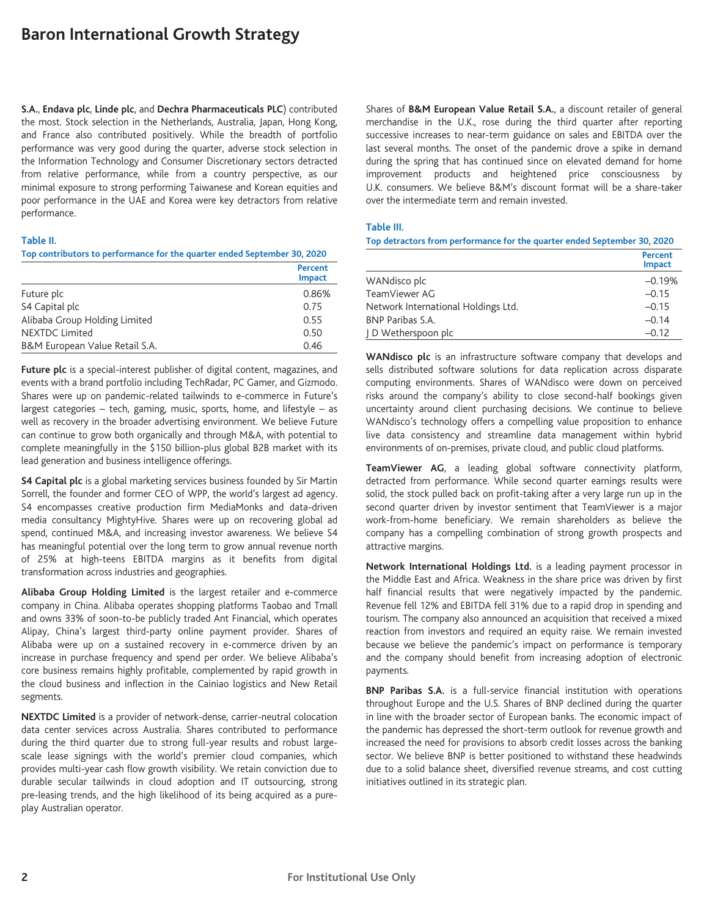S.A., **Endava plc**, **Linde plc**, and **Dechra Pharmaceuticals PLC**) contributed the most. Stock selection in the Netherlands, Australia, Japan, Hong Kong, and France also contributed positively. While the breadth of portfolio performance was very good during the quarter, adverse stock selection in the Information Technology and Consumer Discretionary sectors detracted from relative performance, while from a country perspective, as our minimal exposure to strong performing Taiwanese and Korean equities and poor performance in the UAE and Korea were key detractors from relative performance.

**Table II.**

**Top contributors to performance for the quarter ended September 30, 2020**

| | Percent Impact |
|---|---|
| Future plc | 0.86% |
| S4 Capital plc | 0.75 |
| Alibaba Group Holding Limited | 0.55 |
| NEXTDC Limited | 0.50 |
| B&M European Value Retail S.A. | 0.46 |

**Future plc** is a special-interest publisher of digital content, magazines, and events with a brand portfolio including TechRadar, PC Gamer, and Gizmodo. Shares were up on pandemic-related tailwinds to e-commerce in Future's largest categories – tech, gaming, music, sports, home, and lifestyle – as well as recovery in the broader advertising environment. We believe Future can continue to grow both organically and through M&A, with potential to complete meaningfully in the $150 billion-plus global B2B market with its lead generation and business intelligence offerings.

**S4 Capital plc** is a global marketing services business founded by Sir Martin Sorrell, the founder and former CEO of WPP, the world's largest ad agency. S4 encompasses creative production firm MediaMonks and data-driven media consultancy MightyHive. Shares were up on recovering global ad spend, continued M&A, and increasing investor awareness. We believe S4 has meaningful potential over the long term to grow annual revenue north of 25% at high-teens EBITDA margins as it benefits from digital transformation across industries and geographies.

**Alibaba Group Holding Limited** is the largest retailer and e-commerce company in China. Alibaba operates shopping platforms Taobao and Tmall and owns 33% of soon-to-be publicly traded Ant Financial, which operates Alipay, China's largest third-party online payment provider. Shares of Alibaba were up on a sustained recovery in e-commerce driven by an increase in purchase frequency and spend per order. We believe Alibaba's core business remains highly profitable, complemented by rapid growth in the cloud business and inflection in the Cainiao logistics and New Retail segments.

**NEXTDC Limited** is a provider of network-dense, carrier-neutral colocation data center services across Australia. Shares contributed to performance during the third quarter due to strong full-year results and robust large-scale lease signings with the world's premier cloud companies, which provides multi-year cash flow growth visibility. We retain conviction due to durable secular tailwinds in cloud adoption and IT outsourcing, strong pre-leasing trends, and the high likelihood of its being acquired as a pure-play Australian operator.

Shares of **B&M European Value Retail S.A.**, a discount retailer of general merchandise in the U.K., rose during the third quarter after reporting successive increases to near-term guidance on sales and EBITDA over the last several months. The onset of the pandemic drove a spike in demand during the spring that has continued since on elevated demand for home improvement products and heightened price consciousness by U.K. consumers. We believe B&M's discount format will be a share-taker over the intermediate term and remain invested.

**Table III.**

**Top detractors from performance for the quarter ended September 30, 2020**

| | Percent Impact |
|---|---|
| WANdisco plc | –0.19% |
| TeamViewer AG | –0.15 |
| Network International Holdings Ltd. | –0.15 |
| BNP Paribas S.A. | –0.14 |
| J D Wetherspoon plc | –0.12 |

**WANdisco plc** is an infrastructure software company that develops and sells distributed software solutions for data replication across disparate computing environments. Shares of WANdisco were down on perceived risks around the company's ability to close second-half bookings given uncertainty around client purchasing decisions. We continue to believe WANdisco's technology offers a compelling value proposition to enhance live data consistency and streamline data management within hybrid environments of on-premises, private cloud, and public cloud platforms.

**TeamViewer AG**, a leading global software connectivity platform, detracted from performance. While second quarter earnings results were solid, the stock pulled back on profit-taking after a very large run up in the second quarter driven by investor sentiment that TeamViewer is a major work-from-home beneficiary. We remain shareholders as believe the company has a compelling combination of strong growth prospects and attractive margins.

**Network International Holdings Ltd.** is a leading payment processor in the Middle East and Africa. Weakness in the share price was driven by first half financial results that were negatively impacted by the pandemic. Revenue fell 12% and EBITDA fell 31% due to a rapid drop in spending and tourism. The company also announced an acquisition that received a mixed reaction from investors and required an equity raise. We remain invested because we believe the pandemic's impact on performance is temporary and the company should benefit from increasing adoption of electronic payments.

**BNP Paribas S.A.** is a full-service financial institution with operations throughout Europe and the U.S. Shares of BNP declined during the quarter in line with the broader sector of European banks. The economic impact of the pandemic has depressed the short-term outlook for revenue growth and increased the need for provisions to absorb credit losses across the banking sector. We believe BNP is better positioned to withstand these headwinds due to a solid balance sheet, diversified revenue streams, and cost cutting initiatives outlined in its strategic plan.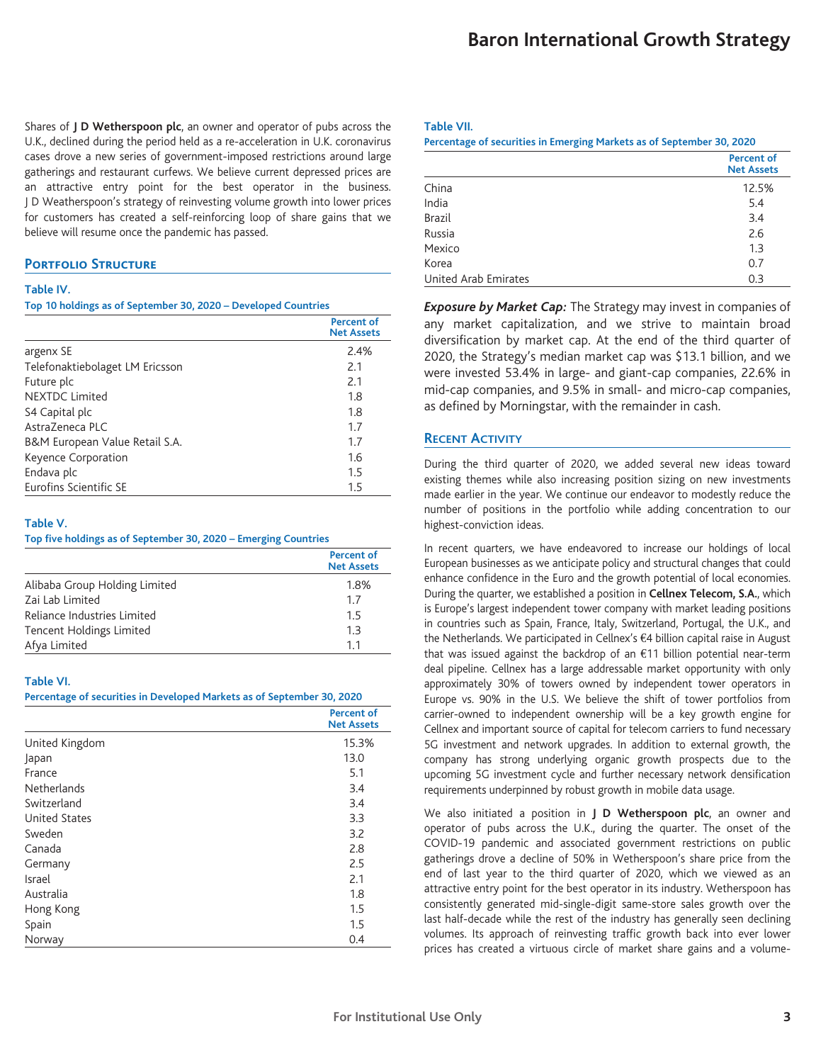Shares of **J D Wetherspoon plc**, an owner and operator of pubs across the U.K., declined during the period held as a re-acceleration in U.K. coronavirus cases drove a new series of government-imposed restrictions around large gatherings and restaurant curfews. We believe current depressed prices are an attractive entry point for the best operator in the business. J D Weatherspoon's strategy of reinvesting volume growth into lower prices for customers has created a self-reinforcing loop of share gains that we believe will resume once the pandemic has passed.

## Portfolio Structure

**Table IV.**
**Top 10 holdings as of September 30, 2020 – Developed Countries**

| | Percent of Net Assets |
|---|---|
| argenx SE | 2.4% |
| Telefonaktiebolaget LM Ericsson | 2.1 |
| Future plc | 2.1 |
| NEXTDC Limited | 1.8 |
| S4 Capital plc | 1.8 |
| AstraZeneca PLC | 1.7 |
| B&M European Value Retail S.A. | 1.7 |
| Keyence Corporation | 1.6 |
| Endava plc | 1.5 |
| Eurofins Scientific SE | 1.5 |

**Table V.**
**Top five holdings as of September 30, 2020 – Emerging Countries**

| | Percent of Net Assets |
|---|---|
| Alibaba Group Holding Limited | 1.8% |
| Zai Lab Limited | 1.7 |
| Reliance Industries Limited | 1.5 |
| Tencent Holdings Limited | 1.3 |
| Afya Limited | 1.1 |

**Table VI.**
**Percentage of securities in Developed Markets as of September 30, 2020**

| | Percent of Net Assets |
|---|---|
| United Kingdom | 15.3% |
| Japan | 13.0 |
| France | 5.1 |
| Netherlands | 3.4 |
| Switzerland | 3.4 |
| United States | 3.3 |
| Sweden | 3.2 |
| Canada | 2.8 |
| Germany | 2.5 |
| Israel | 2.1 |
| Australia | 1.8 |
| Hong Kong | 1.5 |
| Spain | 1.5 |
| Norway | 0.4 |

**Table VII.**
**Percentage of securities in Emerging Markets as of September 30, 2020**

| | Percent of Net Assets |
|---|---|
| China | 12.5% |
| India | 5.4 |
| Brazil | 3.4 |
| Russia | 2.6 |
| Mexico | 1.3 |
| Korea | 0.7 |
| United Arab Emirates | 0.3 |

***Exposure by Market Cap:*** The Strategy may invest in companies of any market capitalization, and we strive to maintain broad diversification by market cap. At the end of the third quarter of 2020, the Strategy's median market cap was $13.1 billion, and we were invested 53.4% in large- and giant-cap companies, 22.6% in mid-cap companies, and 9.5% in small- and micro-cap companies, as defined by Morningstar, with the remainder in cash.

## Recent Activity

During the third quarter of 2020, we added several new ideas toward existing themes while also increasing position sizing on new investments made earlier in the year. We continue our endeavor to modestly reduce the number of positions in the portfolio while adding concentration to our highest-conviction ideas.

In recent quarters, we have endeavored to increase our holdings of local European businesses as we anticipate policy and structural changes that could enhance confidence in the Euro and the growth potential of local economies. During the quarter, we established a position in **Cellnex Telecom, S.A.**, which is Europe's largest independent tower company with market leading positions in countries such as Spain, France, Italy, Switzerland, Portugal, the U.K., and the Netherlands. We participated in Cellnex's €4 billion capital raise in August that was issued against the backdrop of an €11 billion potential near-term deal pipeline. Cellnex has a large addressable market opportunity with only approximately 30% of towers owned by independent tower operators in Europe vs. 90% in the U.S. We believe the shift of tower portfolios from carrier-owned to independent ownership will be a key growth engine for Cellnex and important source of capital for telecom carriers to fund necessary 5G investment and network upgrades. In addition to external growth, the company has strong underlying organic growth prospects due to the upcoming 5G investment cycle and further necessary network densification requirements underpinned by robust growth in mobile data usage.

We also initiated a position in **J D Wetherspoon plc**, an owner and operator of pubs across the U.K., during the quarter. The onset of the COVID-19 pandemic and associated government restrictions on public gatherings drove a decline of 50% in Wetherspoon's share price from the end of last year to the third quarter of 2020, which we viewed as an attractive entry point for the best operator in its industry. Wetherspoon has consistently generated mid-single-digit same-store sales growth over the last half-decade while the rest of the industry has generally seen declining volumes. Its approach of reinvesting traffic growth back into ever lower prices has created a virtuous circle of market share gains and a volume-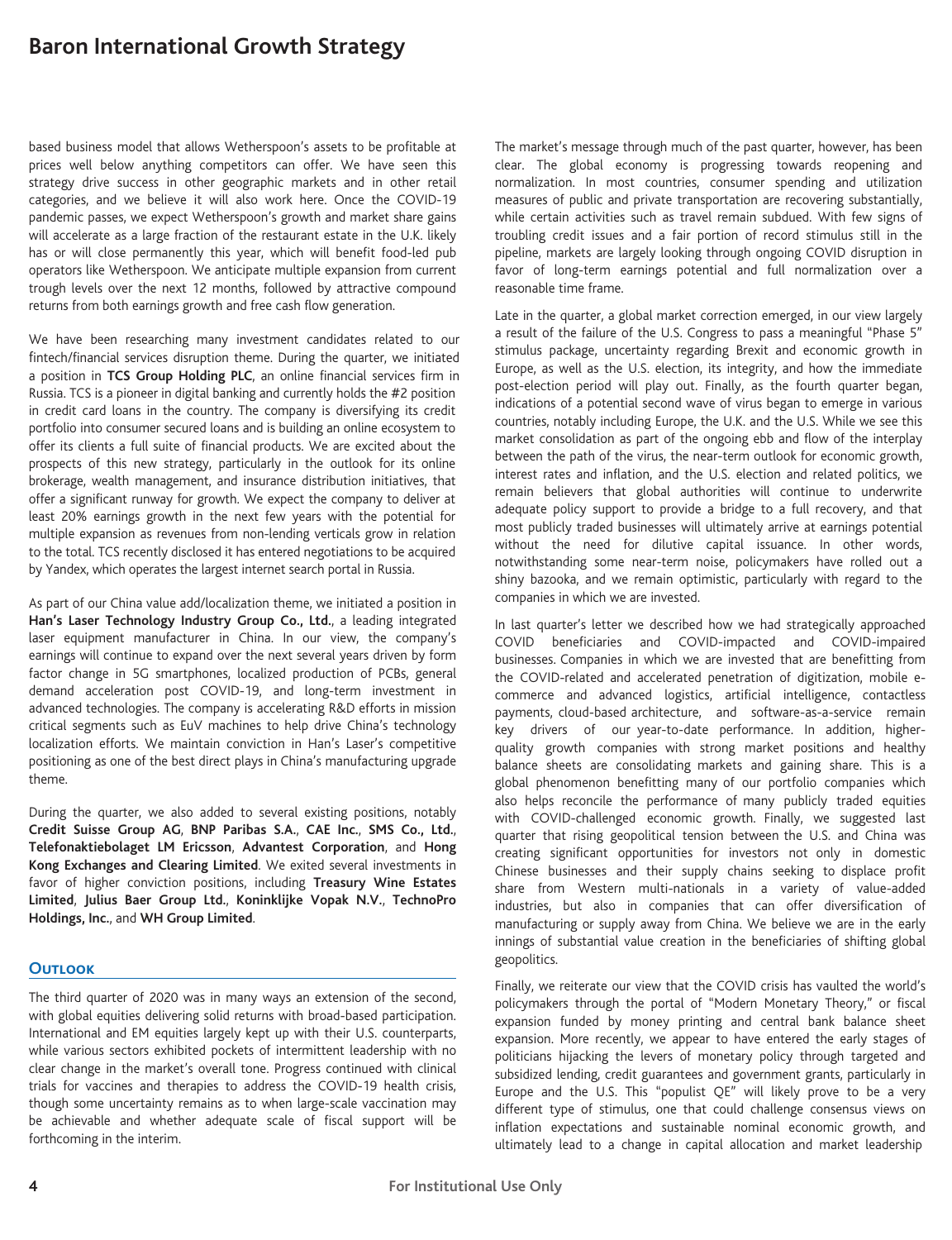based business model that allows Wetherspoon's assets to be profitable at prices well below anything competitors can offer. We have seen this strategy drive success in other geographic markets and in other retail categories, and we believe it will also work here. Once the COVID-19 pandemic passes, we expect Wetherspoon's growth and market share gains will accelerate as a large fraction of the restaurant estate in the U.K. likely has or will close permanently this year, which will benefit food-led pub operators like Wetherspoon. We anticipate multiple expansion from current trough levels over the next 12 months, followed by attractive compound returns from both earnings growth and free cash flow generation.

We have been researching many investment candidates related to our fintech/financial services disruption theme. During the quarter, we initiated a position in **TCS Group Holding PLC**, an online financial services firm in Russia. TCS is a pioneer in digital banking and currently holds the #2 position in credit card loans in the country. The company is diversifying its credit portfolio into consumer secured loans and is building an online ecosystem to offer its clients a full suite of financial products. We are excited about the prospects of this new strategy, particularly in the outlook for its online brokerage, wealth management, and insurance distribution initiatives, that offer a significant runway for growth. We expect the company to deliver at least 20% earnings growth in the next few years with the potential for multiple expansion as revenues from non-lending verticals grow in relation to the total. TCS recently disclosed it has entered negotiations to be acquired by Yandex, which operates the largest internet search portal in Russia.

As part of our China value add/localization theme, we initiated a position in **Han's Laser Technology Industry Group Co., Ltd.**, a leading integrated laser equipment manufacturer in China. In our view, the company's earnings will continue to expand over the next several years driven by form factor change in 5G smartphones, localized production of PCBs, general demand acceleration post COVID-19, and long-term investment in advanced technologies. The company is accelerating R&D efforts in mission critical segments such as EuV machines to help drive China's technology localization efforts. We maintain conviction in Han's Laser's competitive positioning as one of the best direct plays in China's manufacturing upgrade theme.

During the quarter, we also added to several existing positions, notably **Credit Suisse Group AG**, **BNP Paribas S.A.**, **CAE Inc.**, **SMS Co., Ltd.**, **Telefonaktiebolaget LM Ericsson**, **Advantest Corporation**, and **Hong Kong Exchanges and Clearing Limited**. We exited several investments in favor of higher conviction positions, including **Treasury Wine Estates Limited**, **Julius Baer Group Ltd.**, **Koninklijke Vopak N.V.**, **TechnoPro Holdings, Inc.**, and **WH Group Limited**.

## Outlook

The third quarter of 2020 was in many ways an extension of the second, with global equities delivering solid returns with broad-based participation. International and EM equities largely kept up with their U.S. counterparts, while various sectors exhibited pockets of intermittent leadership with no clear change in the market's overall tone. Progress continued with clinical trials for vaccines and therapies to address the COVID-19 health crisis, though some uncertainty remains as to when large-scale vaccination may be achievable and whether adequate scale of fiscal support will be forthcoming in the interim.

The market's message through much of the past quarter, however, has been clear. The global economy is progressing towards reopening and normalization. In most countries, consumer spending and utilization measures of public and private transportation are recovering substantially, while certain activities such as travel remain subdued. With few signs of troubling credit issues and a fair portion of record stimulus still in the pipeline, markets are largely looking through ongoing COVID disruption in favor of long-term earnings potential and full normalization over a reasonable time frame.

Late in the quarter, a global market correction emerged, in our view largely a result of the failure of the U.S. Congress to pass a meaningful "Phase 5" stimulus package, uncertainty regarding Brexit and economic growth in Europe, as well as the U.S. election, its integrity, and how the immediate post-election period will play out. Finally, as the fourth quarter began, indications of a potential second wave of virus began to emerge in various countries, notably including Europe, the U.K. and the U.S. While we see this market consolidation as part of the ongoing ebb and flow of the interplay between the path of the virus, the near-term outlook for economic growth, interest rates and inflation, and the U.S. election and related politics, we remain believers that global authorities will continue to underwrite adequate policy support to provide a bridge to a full recovery, and that most publicly traded businesses will ultimately arrive at earnings potential without the need for dilutive capital issuance. In other words, notwithstanding some near-term noise, policymakers have rolled out a shiny bazooka, and we remain optimistic, particularly with regard to the companies in which we are invested.

In last quarter's letter we described how we had strategically approached COVID beneficiaries and COVID-impacted and COVID-impaired businesses. Companies in which we are invested that are benefitting from the COVID-related and accelerated penetration of digitization, mobile e-commerce and advanced logistics, artificial intelligence, contactless payments, cloud-based architecture, and software-as-a-service remain key drivers of our year-to-date performance. In addition, higher-quality growth companies with strong market positions and healthy balance sheets are consolidating markets and gaining share. This is a global phenomenon benefitting many of our portfolio companies which also helps reconcile the performance of many publicly traded equities with COVID-challenged economic growth. Finally, we suggested last quarter that rising geopolitical tension between the U.S. and China was creating significant opportunities for investors not only in domestic Chinese businesses and their supply chains seeking to displace profit share from Western multi-nationals in a variety of value-added industries, but also in companies that can offer diversification of manufacturing or supply away from China. We believe we are in the early innings of substantial value creation in the beneficiaries of shifting global geopolitics.

Finally, we reiterate our view that the COVID crisis has vaulted the world's policymakers through the portal of "Modern Monetary Theory," or fiscal expansion funded by money printing and central bank balance sheet expansion. More recently, we appear to have entered the early stages of politicians hijacking the levers of monetary policy through targeted and subsidized lending, credit guarantees and government grants, particularly in Europe and the U.S. This "populist QE" will likely prove to be a very different type of stimulus, one that could challenge consensus views on inflation expectations and sustainable nominal economic growth, and ultimately lead to a change in capital allocation and market leadership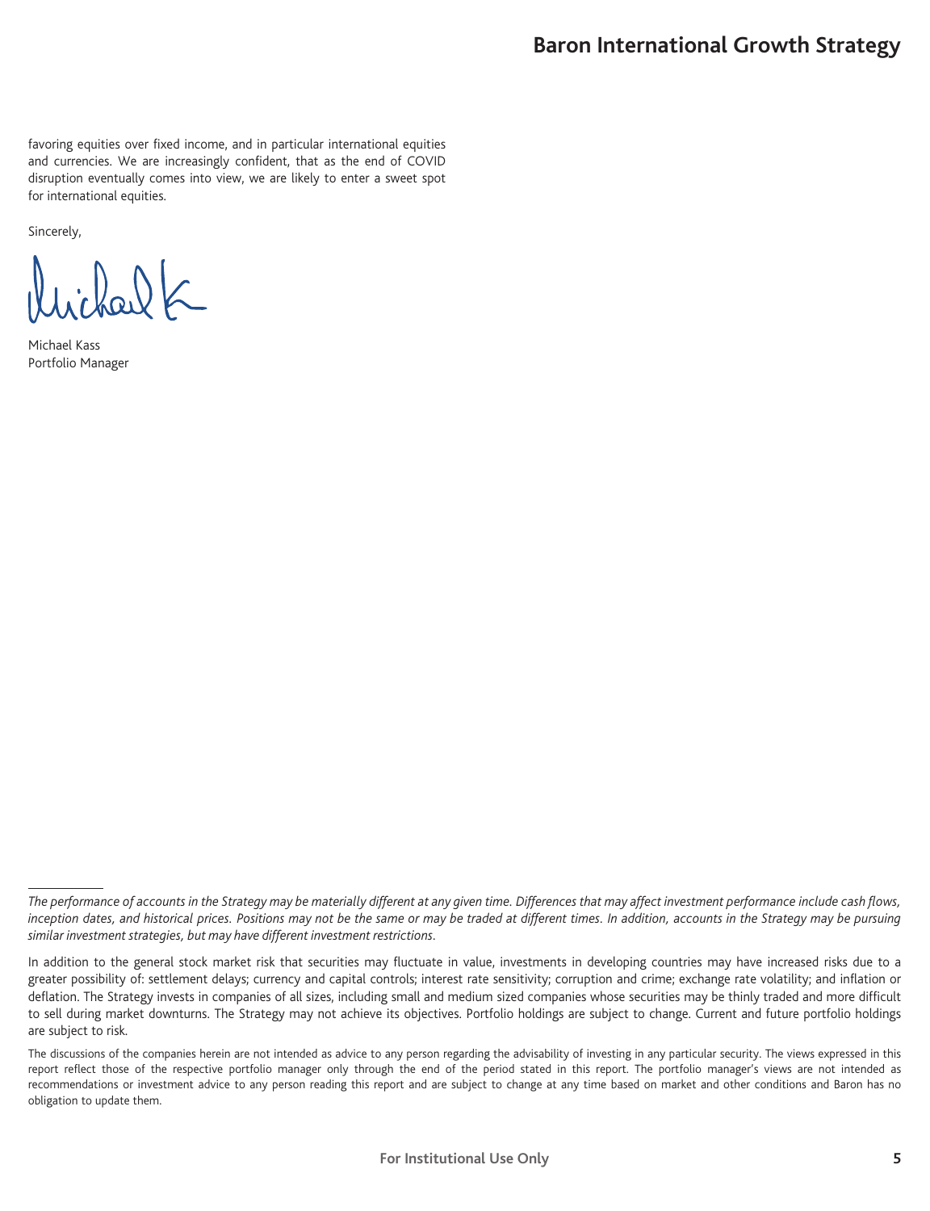favoring equities over fixed income, and in particular international equities and currencies. We are increasingly confident, that as the end of COVID disruption eventually comes into view, we are likely to enter a sweet spot for international equities.

Sincerely,

Michael Kass
Portfolio Manager

*The performance of accounts in the Strategy may be materially different at any given time. Differences that may affect investment performance include cash flows, inception dates, and historical prices. Positions may not be the same or may be traded at different times. In addition, accounts in the Strategy may be pursuing similar investment strategies, but may have different investment restrictions.*

In addition to the general stock market risk that securities may fluctuate in value, investments in developing countries may have increased risks due to a greater possibility of: settlement delays; currency and capital controls; interest rate sensitivity; corruption and crime; exchange rate volatility; and inflation or deflation. The Strategy invests in companies of all sizes, including small and medium sized companies whose securities may be thinly traded and more difficult to sell during market downturns. The Strategy may not achieve its objectives. Portfolio holdings are subject to change. Current and future portfolio holdings are subject to risk.

The discussions of the companies herein are not intended as advice to any person regarding the advisability of investing in any particular security. The views expressed in this report reflect those of the respective portfolio manager only through the end of the period stated in this report. The portfolio manager's views are not intended as recommendations or investment advice to any person reading this report and are subject to change at any time based on market and other conditions and Baron has no obligation to update them.